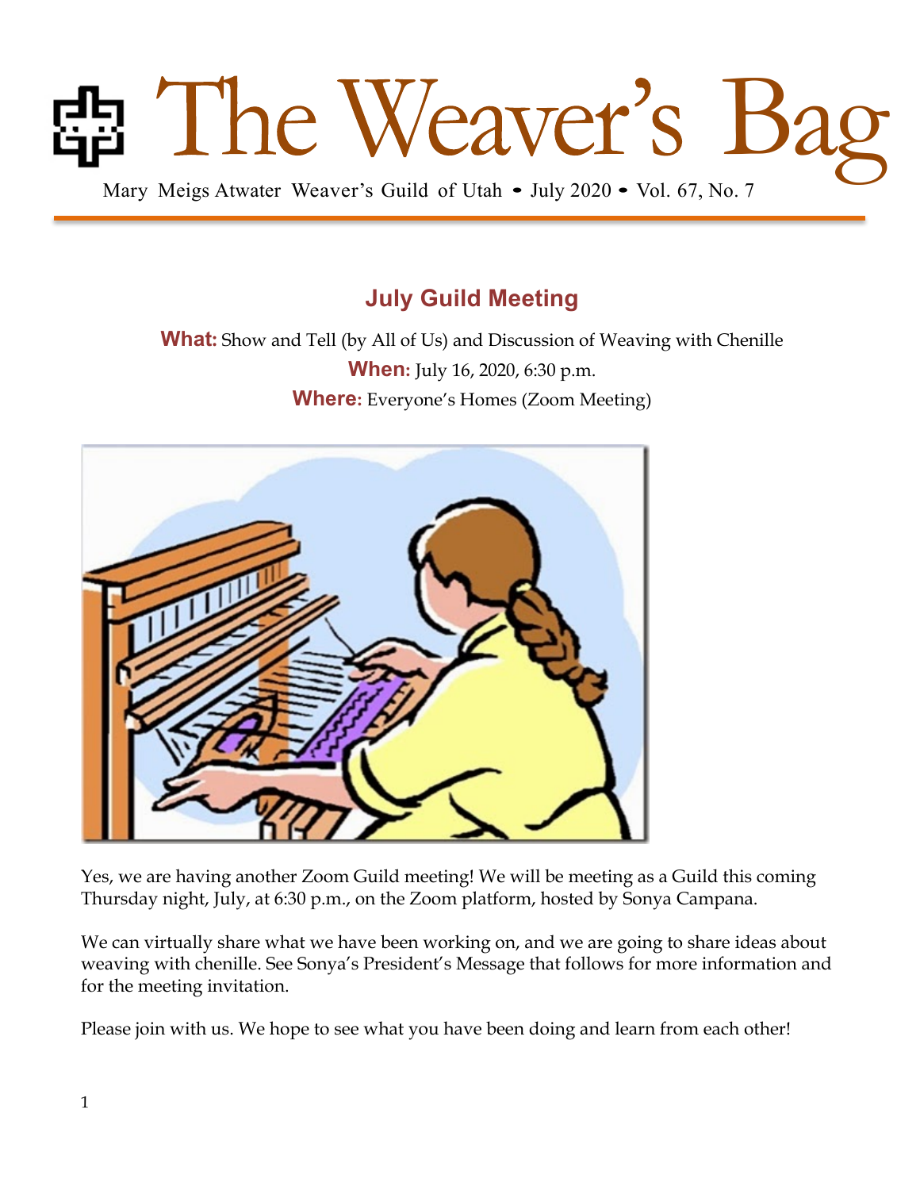# The Weaver's Bag

Mary Meigs Atwater Weaver's Guild of Utah • July 2020 • Vol. 67, No. 7

## July Guild Meeting

**What:** Show and Tell (by All of Us) and Discussion of Weaving with Chenille

**When:** July 16, 2020, 6:30 p.m.

**Where:** Everyone's Homes (Zoom Meeting)

Yes, we are having another Zoom Guild meeting! We will be meeting as a Guild this coming Thursday night, July, at 6:30 p.m., on the Zoom platform, hosted by Sonya Campana.

We can virtually share what we have been working on, and we are going to share ideas about weaving with chenille. See Sonya's President's Message that follows for more information and for the meeting invitation.

Please join with us. We hope to see what you have been doing and learn from each other!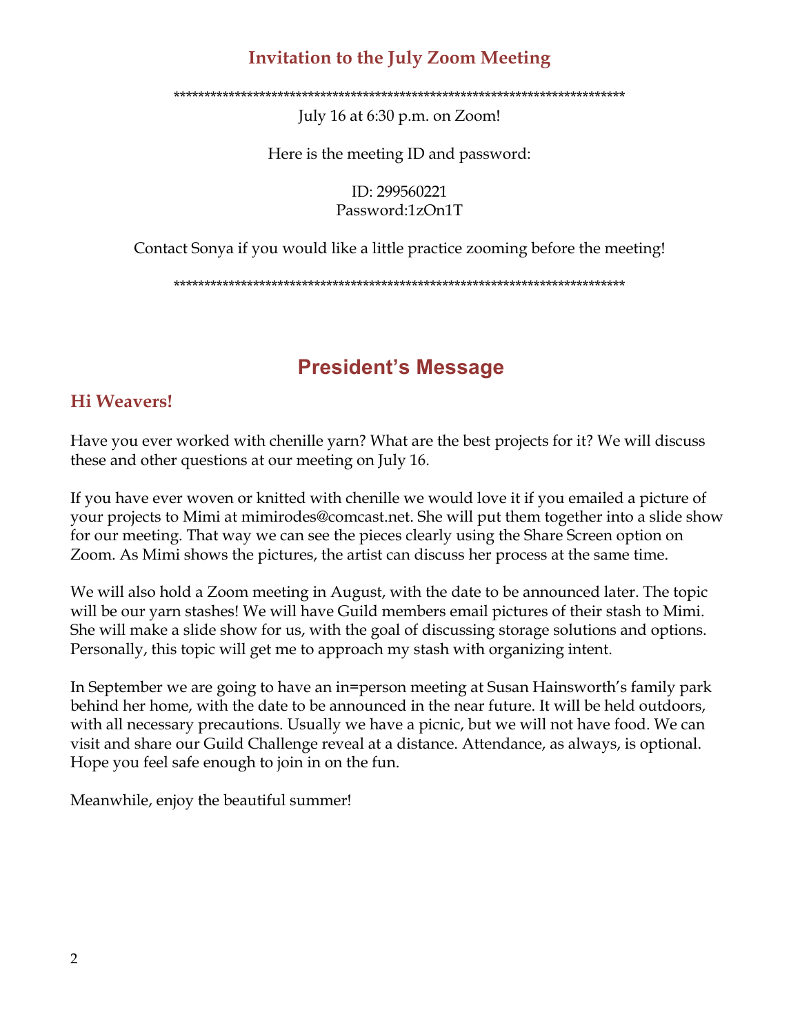## Invitation to the July Zoom Meeting

****************************************************************************

July 16 at 6:30 p.m. on Zoom!

Here is the meeting ID and password:

ID: 299560221
Password:1zOn1T

Contact Sonya if you would like a little practice zooming before the meeting!

****************************************************************************

# President's Message

### Hi Weavers!

Have you ever worked with chenille yarn? What are the best projects for it? We will discuss these and other questions at our meeting on July 16.

If you have ever woven or knitted with chenille we would love it if you emailed a picture of your projects to Mimi at mimirodes@comcast.net. She will put them together into a slide show for our meeting. That way we can see the pieces clearly using the Share Screen option on Zoom. As Mimi shows the pictures, the artist can discuss her process at the same time.

We will also hold a Zoom meeting in August, with the date to be announced later. The topic will be our yarn stashes! We will have Guild members email pictures of their stash to Mimi. She will make a slide show for us, with the goal of discussing storage solutions and options. Personally, this topic will get me to approach my stash with organizing intent.

In September we are going to have an in=person meeting at Susan Hainsworth's family park behind her home, with the date to be announced in the near future. It will be held outdoors, with all necessary precautions. Usually we have a picnic, but we will not have food. We can visit and share our Guild Challenge reveal at a distance. Attendance, as always, is optional. Hope you feel safe enough to join in on the fun.

Meanwhile, enjoy the beautiful summer!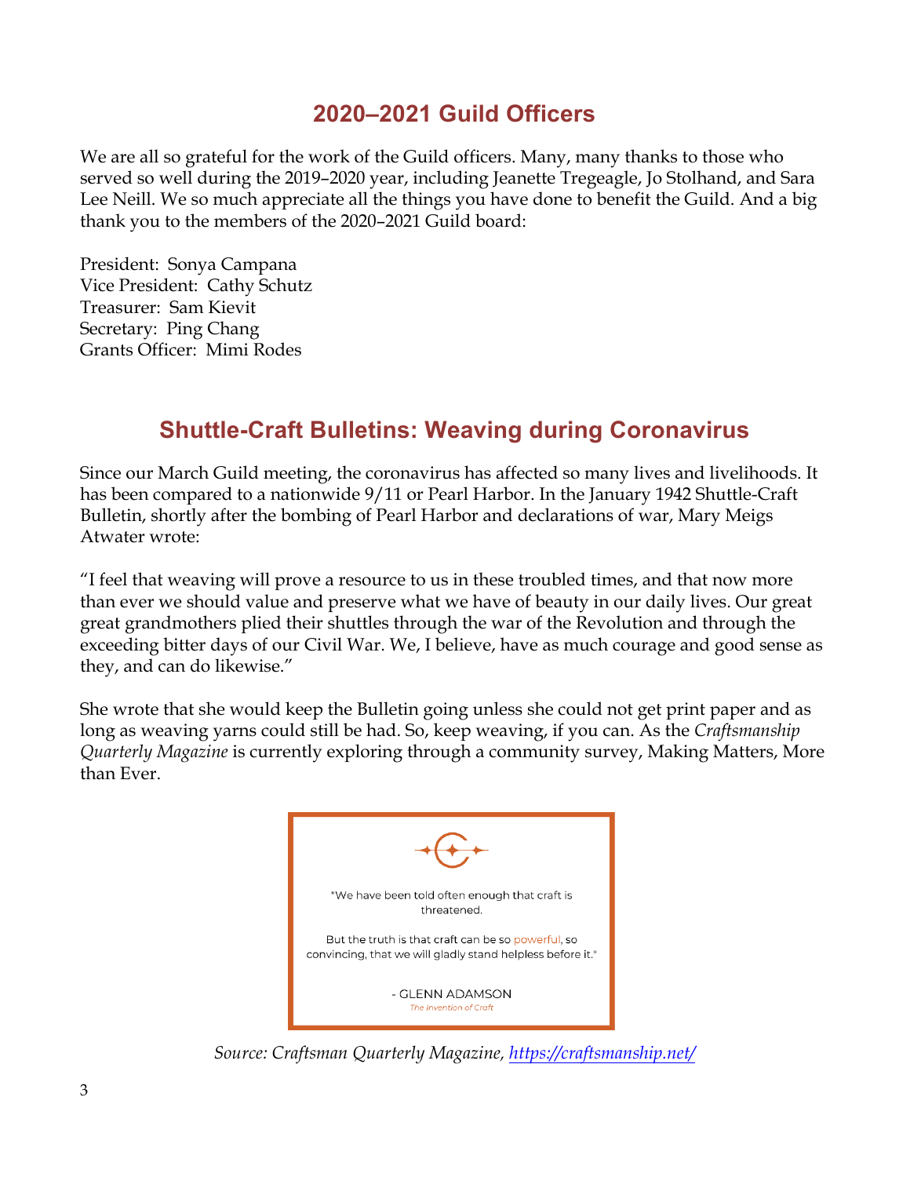## 2020–2021 Guild Officers

We are all so grateful for the work of the Guild officers. Many, many thanks to those who served so well during the 2019–2020 year, including Jeanette Tregeagle, Jo Stolhand, and Sara Lee Neill. We so much appreciate all the things you have done to benefit the Guild. And a big thank you to the members of the 2020–2021 Guild board:

President: Sonya Campana
Vice President: Cathy Schutz
Treasurer: Sam Kievit
Secretary: Ping Chang
Grants Officer: Mimi Rodes

## Shuttle-Craft Bulletins: Weaving during Coronavirus

Since our March Guild meeting, the coronavirus has affected so many lives and livelihoods. It has been compared to a nationwide 9/11 or Pearl Harbor. In the January 1942 Shuttle-Craft Bulletin, shortly after the bombing of Pearl Harbor and declarations of war, Mary Meigs Atwater wrote:

"I feel that weaving will prove a resource to us in these troubled times, and that now more than ever we should value and preserve what we have of beauty in our daily lives. Our great great grandmothers plied their shuttles through the war of the Revolution and through the exceeding bitter days of our Civil War. We, I believe, have as much courage and good sense as they, and can do likewise."

She wrote that she would keep the Bulletin going unless she could not get print paper and as long as weaving yarns could still be had. So, keep weaving, if you can. As the *Craftsmanship Quarterly Magazine* is currently exploring through a community survey, Making Matters, More than Ever.

"We have been told often enough that craft is threatened.

But the truth is that craft can be so powerful, so convincing, that we will gladly stand helpless before it."

- GLENN ADAMSON
*The Invention of Craft*

*Source: Craftsman Quarterly Magazine, [https://craftsmanship.net/](https://craftsmanship.net/)*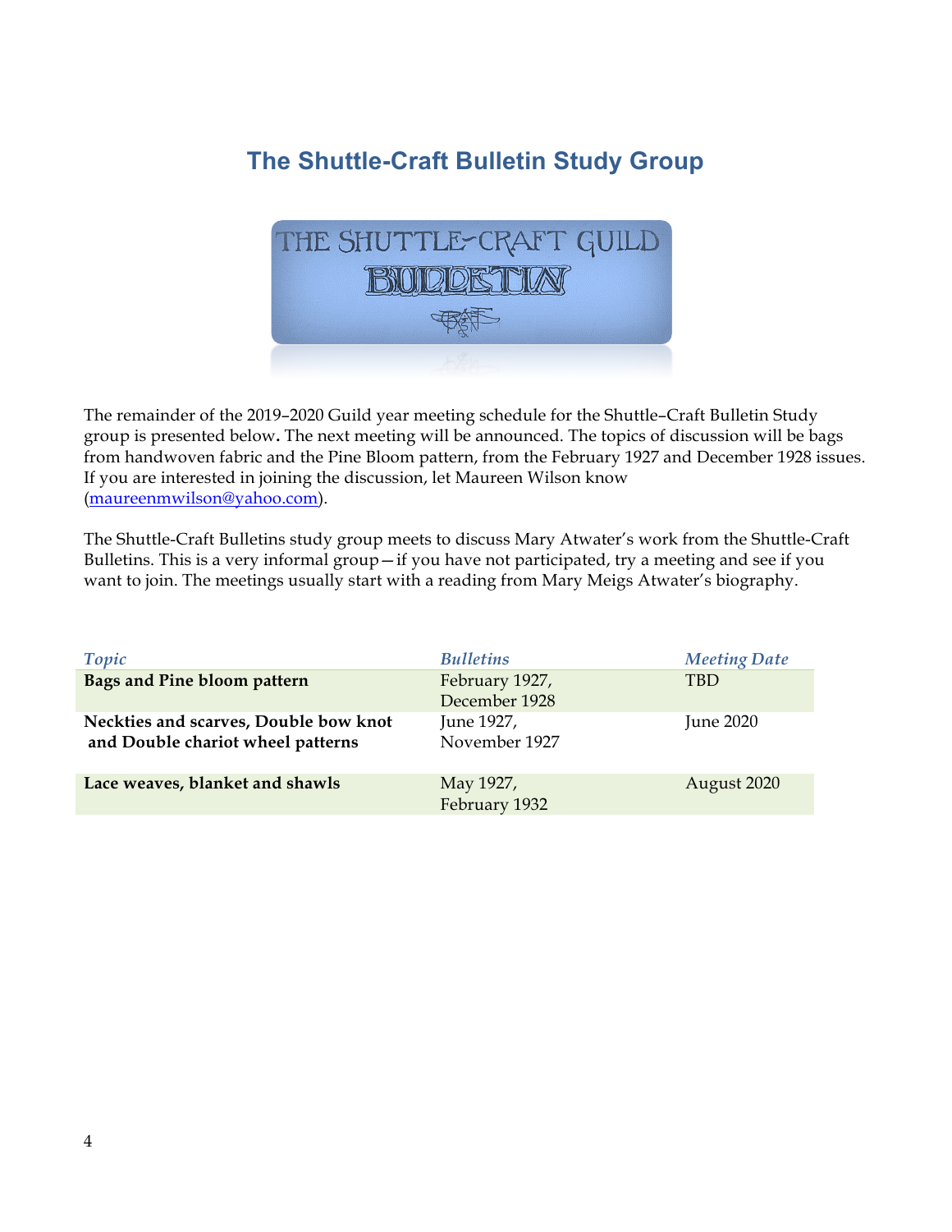# The Shuttle-Craft Bulletin Study Group

The remainder of the 2019–2020 Guild year meeting schedule for the Shuttle–Craft Bulletin Study group is presented below**.** The next meeting will be announced. The topics of discussion will be bags from handwoven fabric and the Pine Bloom pattern, from the February 1927 and December 1928 issues. If you are interested in joining the discussion, let Maureen Wilson know (maureenmwilson@yahoo.com).

The Shuttle-Craft Bulletins study group meets to discuss Mary Atwater's work from the Shuttle-Craft Bulletins. This is a very informal group—if you have not participated, try a meeting and see if you want to join. The meetings usually start with a reading from Mary Meigs Atwater's biography.

| *Topic* | *Bulletins* | *Meeting Date* |
|---|---|---|
| **Bags and Pine bloom pattern** | February 1927, December 1928 | TBD |
| **Neckties and scarves, Double bow knot and Double chariot wheel patterns** | June 1927, November 1927 | June 2020 |
| **Lace weaves, blanket and shawls** | May 1927, February 1932 | August 2020 |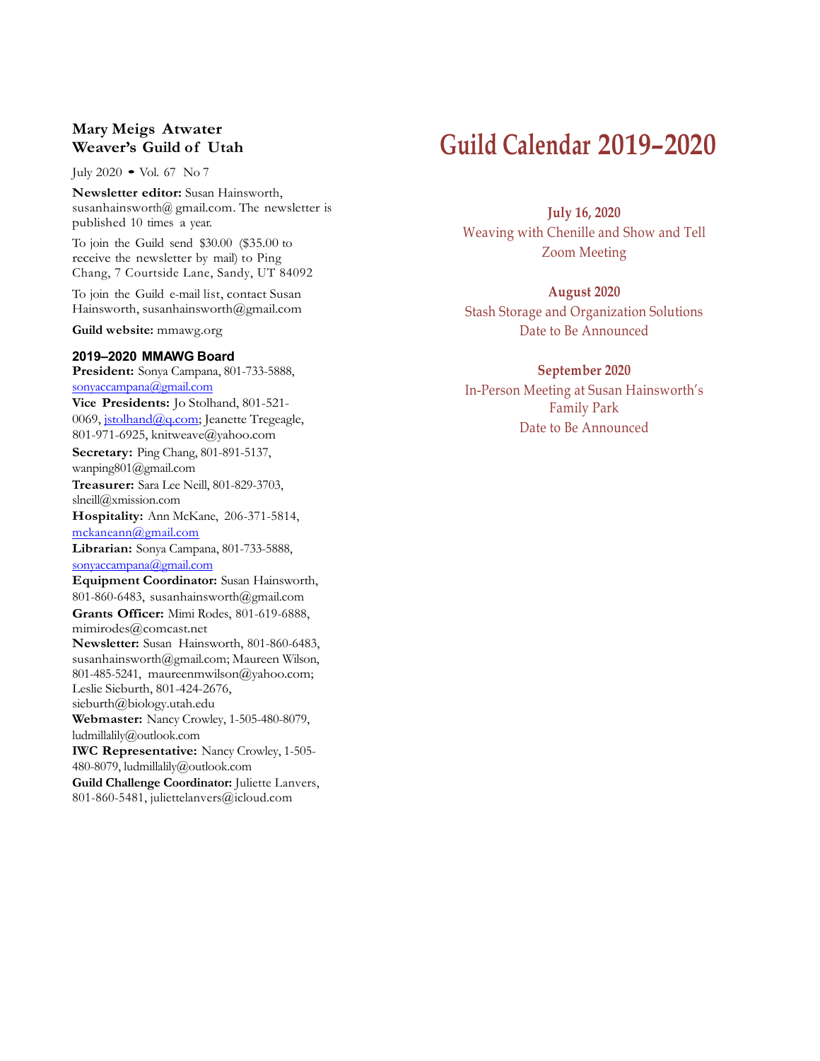**Mary Meigs Atwater**
**Weaver's Guild of Utah**

July 2020 • Vol. 67 No 7

**Newsletter editor:** Susan Hainsworth, susanhainsworth@ gmail.com. The newsletter is published 10 times a year.

To join the Guild send $30.00 ($35.00 to receive the newsletter by mail) to Ping Chang, 7 Courtside Lane, Sandy, UT 84092

To join the Guild e-mail list, contact Susan Hainsworth, susanhainsworth@gmail.com

**Guild website:** mmawg.org

### 2019–2020 MMAWG Board

**President:** Sonya Campana, 801-733-5888, sonyaccampana@gmail.com
**Vice Presidents:** Jo Stolhand, 801-521-0069, jstolhand@q.com; Jeanette Tregeagle, 801-971-6925, knitweave@yahoo.com
**Secretary:** Ping Chang, 801-891-5137, wanping801@gmail.com
**Treasurer:** Sara Lee Neill, 801-829-3703, slneill@xmission.com
**Hospitality:** Ann McKane, 206-371-5814, mckaneann@gmail.com
**Librarian:** Sonya Campana, 801-733-5888, sonyaccampana@gmail.com
**Equipment Coordinator:** Susan Hainsworth, 801-860-6483, susanhainsworth@gmail.com
**Grants Officer:** Mimi Rodes, 801-619-6888, mimirodes@comcast.net
**Newsletter:** Susan Hainsworth, 801-860-6483, susanhainsworth@gmail.com; Maureen Wilson, 801-485-5241, maureenmwilson@yahoo.com; Leslie Sieburth, 801-424-2676, sieburth@biology.utah.edu
**Webmaster:** Nancy Crowley, 1-505-480-8079, ludmillalily@outlook.com
**IWC Representative:** Nancy Crowley, 1-505-480-8079, ludmillalily@outlook.com
**Guild Challenge Coordinator:** Juliette Lanvers, 801-860-5481, juliettelanvers@icloud.com

# Guild Calendar 2019–2020

**July 16, 2020**
Weaving with Chenille and Show and Tell
Zoom Meeting

**August 2020**
Stash Storage and Organization Solutions
Date to Be Announced

**September 2020**
In-Person Meeting at Susan Hainsworth's Family Park
Date to Be Announced